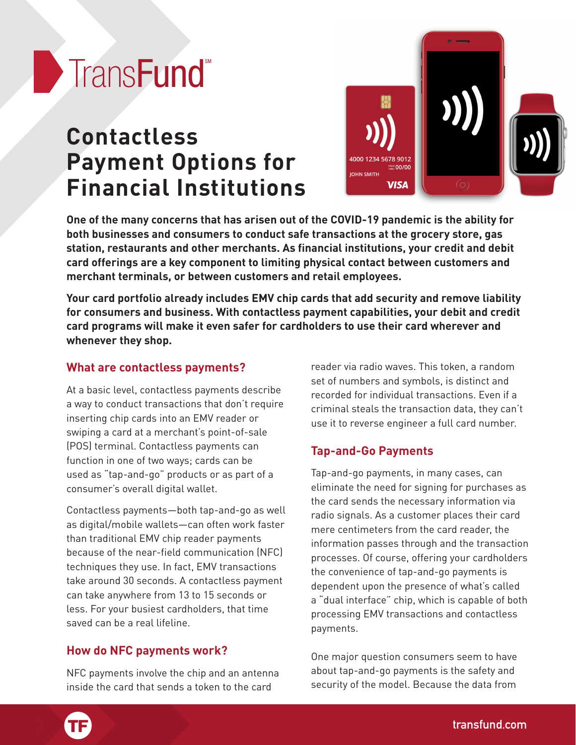# TransFund[SM]

# Contactless Payment Options for Financial Institutions

**One of the many concerns that has arisen out of the COVID-19 pandemic is the ability for both businesses and consumers to conduct safe transactions at the grocery store, gas station, restaurants and other merchants. As financial institutions, your credit and debit card offerings are a key component to limiting physical contact between customers and merchant terminals, or between customers and retail employees.**

**Your card portfolio already includes EMV chip cards that add security and remove liability for consumers and business. With contactless payment capabilities, your debit and credit card programs will make it even safer for cardholders to use their card wherever and whenever they shop.**

## What are contactless payments?

At a basic level, contactless payments describe a way to conduct transactions that don't require inserting chip cards into an EMV reader or swiping a card at a merchant's point-of-sale (POS) terminal. Contactless payments can function in one of two ways; cards can be used as "tap-and-go" products or as part of a consumer's overall digital wallet.

Contactless payments—both tap-and-go as well as digital/mobile wallets—can often work faster than traditional EMV chip reader payments because of the near-field communication (NFC) techniques they use. In fact, EMV transactions take around 30 seconds. A contactless payment can take anywhere from 13 to 15 seconds or less. For your busiest cardholders, that time saved can be a real lifeline.

## How do NFC payments work?

NFC payments involve the chip and an antenna inside the card that sends a token to the card reader via radio waves. This token, a random set of numbers and symbols, is distinct and recorded for individual transactions. Even if a criminal steals the transaction data, they can't use it to reverse engineer a full card number.

## Tap-and-Go Payments

Tap-and-go payments, in many cases, can eliminate the need for signing for purchases as the card sends the necessary information via radio signals. As a customer places their card mere centimeters from the card reader, the information passes through and the transaction processes. Of course, offering your cardholders the convenience of tap-and-go payments is dependent upon the presence of what's called a "dual interface" chip, which is capable of both processing EMV transactions and contactless payments.

One major question consumers seem to have about tap-and-go payments is the safety and security of the model. Because the data from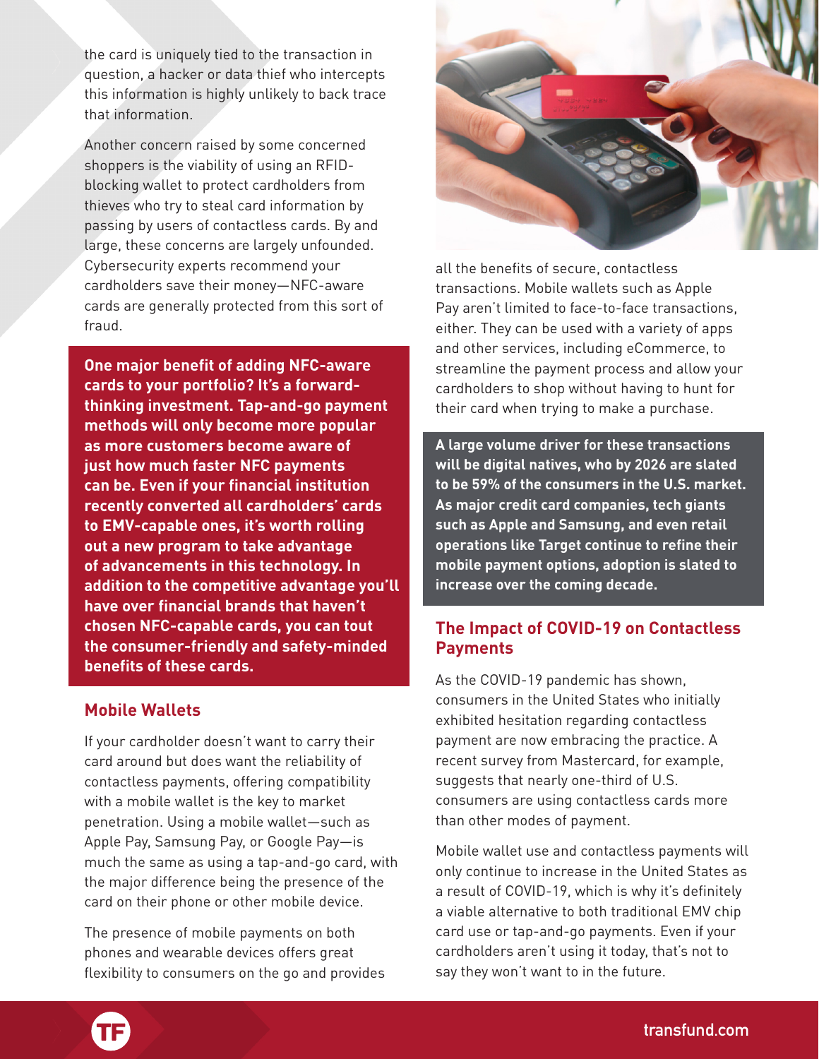the card is uniquely tied to the transaction in question, a hacker or data thief who intercepts this information is highly unlikely to back trace that information.

Another concern raised by some concerned shoppers is the viability of using an RFID-blocking wallet to protect cardholders from thieves who try to steal card information by passing by users of contactless cards. By and large, these concerns are largely unfounded. Cybersecurity experts recommend your cardholders save their money—NFC-aware cards are generally protected from this sort of fraud.

**One major benefit of adding NFC-aware cards to your portfolio? It's a forward-thinking investment. Tap-and-go payment methods will only become more popular as more customers become aware of just how much faster NFC payments can be. Even if your financial institution recently converted all cardholders' cards to EMV-capable ones, it's worth rolling out a new program to take advantage of advancements in this technology. In addition to the competitive advantage you'll have over financial brands that haven't chosen NFC-capable cards, you can tout the consumer-friendly and safety-minded benefits of these cards.**

## Mobile Wallets

If your cardholder doesn't want to carry their card around but does want the reliability of contactless payments, offering compatibility with a mobile wallet is the key to market penetration. Using a mobile wallet—such as Apple Pay, Samsung Pay, or Google Pay—is much the same as using a tap-and-go card, with the major difference being the presence of the card on their phone or other mobile device.

The presence of mobile payments on both phones and wearable devices offers great flexibility to consumers on the go and provides all the benefits of secure, contactless transactions. Mobile wallets such as Apple Pay aren't limited to face-to-face transactions, either. They can be used with a variety of apps and other services, including eCommerce, to streamline the payment process and allow your cardholders to shop without having to hunt for their card when trying to make a purchase.

**A large volume driver for these transactions will be digital natives, who by 2026 are slated to be 59% of the consumers in the U.S. market. As major credit card companies, tech giants such as Apple and Samsung, and even retail operations like Target continue to refine their mobile payment options, adoption is slated to increase over the coming decade.**

## The Impact of COVID-19 on Contactless Payments

As the COVID-19 pandemic has shown, consumers in the United States who initially exhibited hesitation regarding contactless payment are now embracing the practice. A recent survey from Mastercard, for example, suggests that nearly one-third of U.S. consumers are using contactless cards more than other modes of payment.

Mobile wallet use and contactless payments will only continue to increase in the United States as a result of COVID-19, which is why it's definitely a viable alternative to both traditional EMV chip card use or tap-and-go payments. Even if your cardholders aren't using it today, that's not to say they won't want to in the future.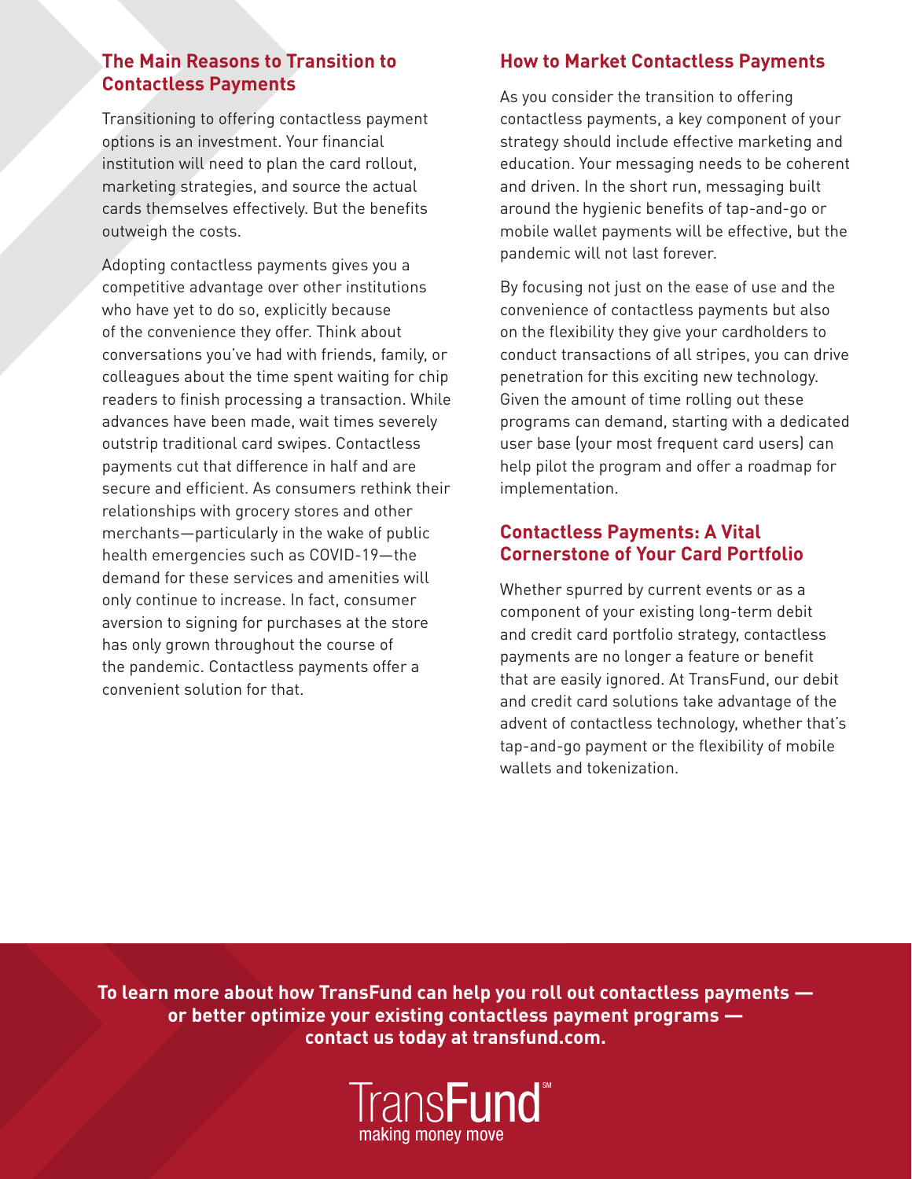## The Main Reasons to Transition to Contactless Payments

Transitioning to offering contactless payment options is an investment. Your financial institution will need to plan the card rollout, marketing strategies, and source the actual cards themselves effectively. But the benefits outweigh the costs.

Adopting contactless payments gives you a competitive advantage over other institutions who have yet to do so, explicitly because of the convenience they offer. Think about conversations you've had with friends, family, or colleagues about the time spent waiting for chip readers to finish processing a transaction. While advances have been made, wait times severely outstrip traditional card swipes. Contactless payments cut that difference in half and are secure and efficient. As consumers rethink their relationships with grocery stores and other merchants—particularly in the wake of public health emergencies such as COVID-19—the demand for these services and amenities will only continue to increase. In fact, consumer aversion to signing for purchases at the store has only grown throughout the course of the pandemic. Contactless payments offer a convenient solution for that.

## How to Market Contactless Payments

As you consider the transition to offering contactless payments, a key component of your strategy should include effective marketing and education. Your messaging needs to be coherent and driven. In the short run, messaging built around the hygienic benefits of tap-and-go or mobile wallet payments will be effective, but the pandemic will not last forever.

By focusing not just on the ease of use and the convenience of contactless payments but also on the flexibility they give your cardholders to conduct transactions of all stripes, you can drive penetration for this exciting new technology. Given the amount of time rolling out these programs can demand, starting with a dedicated user base (your most frequent card users) can help pilot the program and offer a roadmap for implementation.

## Contactless Payments: A Vital Cornerstone of Your Card Portfolio

Whether spurred by current events or as a component of your existing long-term debit and credit card portfolio strategy, contactless payments are no longer a feature or benefit that are easily ignored. At TransFund, our debit and credit card solutions take advantage of the advent of contactless technology, whether that's tap-and-go payment or the flexibility of mobile wallets and tokenization.

**To learn more about how TransFund can help you roll out contactless payments — or better optimize your existing contactless payment programs — contact us today at transfund.com.**

TransFund[SM]
making money move